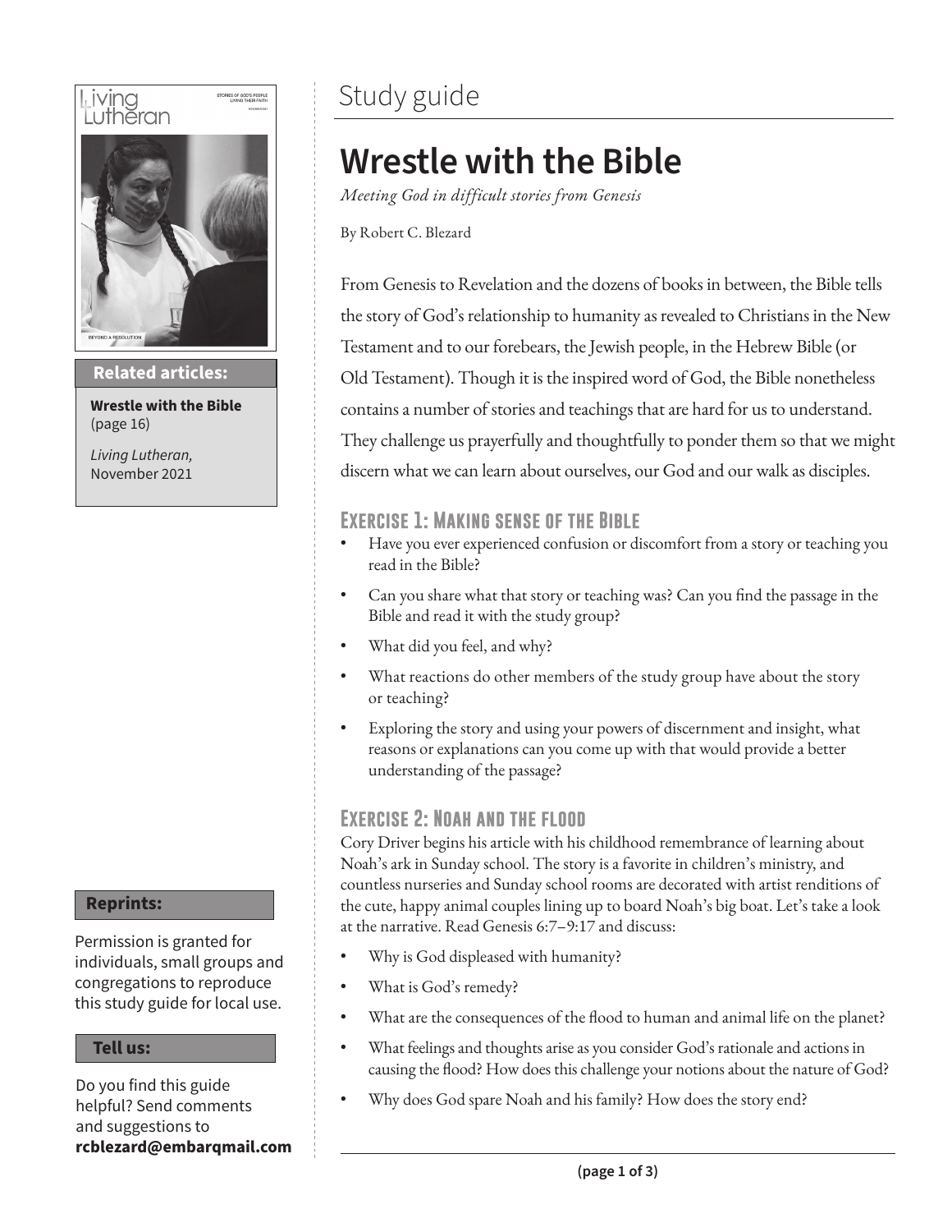Study guide

# Wrestle with the Bible

*Meeting God in difficult stories from Genesis*

By Robert C. Blezard

From Genesis to Revelation and the dozens of books in between, the Bible tells the story of God's relationship to humanity as revealed to Christians in the New Testament and to our forebears, the Jewish people, in the Hebrew Bible (or Old Testament). Though it is the inspired word of God, the Bible nonetheless contains a number of stories and teachings that are hard for us to understand. They challenge us prayerfully and thoughtfully to ponder them so that we might discern what we can learn about ourselves, our God and our walk as disciples.

## Exercise 1: Making sense of the Bible

- Have you ever experienced confusion or discomfort from a story or teaching you read in the Bible?
- Can you share what that story or teaching was? Can you find the passage in the Bible and read it with the study group?
- What did you feel, and why?
- What reactions do other members of the study group have about the story or teaching?
- Exploring the story and using your powers of discernment and insight, what reasons or explanations can you come up with that would provide a better understanding of the passage?

## Exercise 2: Noah and the flood

Cory Driver begins his article with his childhood remembrance of learning about Noah's ark in Sunday school. The story is a favorite in children's ministry, and countless nurseries and Sunday school rooms are decorated with artist renditions of the cute, happy animal couples lining up to board Noah's big boat. Let's take a look at the narrative. Read Genesis 6:7–9:17 and discuss:

- Why is God displeased with humanity?
- What is God's remedy?
- What are the consequences of the flood to human and animal life on the planet?
- What feelings and thoughts arise as you consider God's rationale and actions in causing the flood? How does this challenge your notions about the nature of God?
- Why does God spare Noah and his family? How does the story end?

**Related articles:**

**Wrestle with the Bible** (page 16)

*Living Lutheran,* November 2021

**Reprints:**

Permission is granted for individuals, small groups and congregations to reproduce this study guide for local use.

**Tell us:**

Do you find this guide helpful? Send comments and suggestions to **rcblezard@embarqmail.com**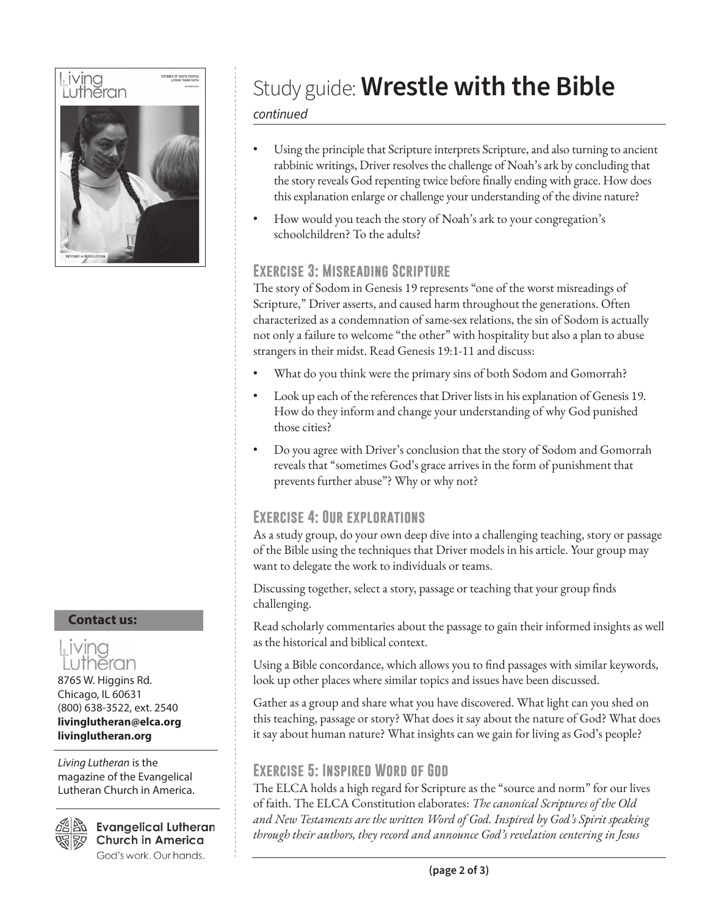# Study guide: **Wrestle with the Bible**

*continued*

- Using the principle that Scripture interprets Scripture, and also turning to ancient rabbinic writings, Driver resolves the challenge of Noah's ark by concluding that the story reveals God repenting twice before finally ending with grace. How does this explanation enlarge or challenge your understanding of the divine nature?
- How would you teach the story of Noah's ark to your congregation's schoolchildren? To the adults?

## Exercise 3: Misreading Scripture

The story of Sodom in Genesis 19 represents "one of the worst misreadings of Scripture," Driver asserts, and caused harm throughout the generations. Often characterized as a condemnation of same-sex relations, the sin of Sodom is actually not only a failure to welcome "the other" with hospitality but also a plan to abuse strangers in their midst. Read Genesis 19:1-11 and discuss:

- What do you think were the primary sins of both Sodom and Gomorrah?
- Look up each of the references that Driver lists in his explanation of Genesis 19. How do they inform and change your understanding of why God punished those cities?
- Do you agree with Driver's conclusion that the story of Sodom and Gomorrah reveals that "sometimes God's grace arrives in the form of punishment that prevents further abuse"? Why or why not?

## Exercise 4: Our explorations

As a study group, do your own deep dive into a challenging teaching, story or passage of the Bible using the techniques that Driver models in his article. Your group may want to delegate the work to individuals or teams.

Discussing together, select a story, passage or teaching that your group finds challenging.

Read scholarly commentaries about the passage to gain their informed insights as well as the historical and biblical context.

Using a Bible concordance, which allows you to find passages with similar keywords, look up other places where similar topics and issues have been discussed.

Gather as a group and share what you have discovered. What light can you shed on this teaching, passage or story? What does it say about the nature of God? What does it say about human nature? What insights can we gain for living as God's people?

## Exercise 5: Inspired Word of God

The ELCA holds a high regard for Scripture as the "source and norm" for our lives of faith. The ELCA Constitution elaborates: *The canonical Scriptures of the Old and New Testaments are the written Word of God. Inspired by God's Spirit speaking through their authors, they record and announce God's revelation centering in Jesus*

**Contact us:**

Living Lutheran
8765 W. Higgins Rd.
Chicago, IL 60631
(800) 638-3522, ext. 2540
**livinglutheran@elca.org**
**livinglutheran.org**

*Living Lutheran* is the magazine of the Evangelical Lutheran Church in America.

Evangelical Lutheran Church in America
God's work. Our hands.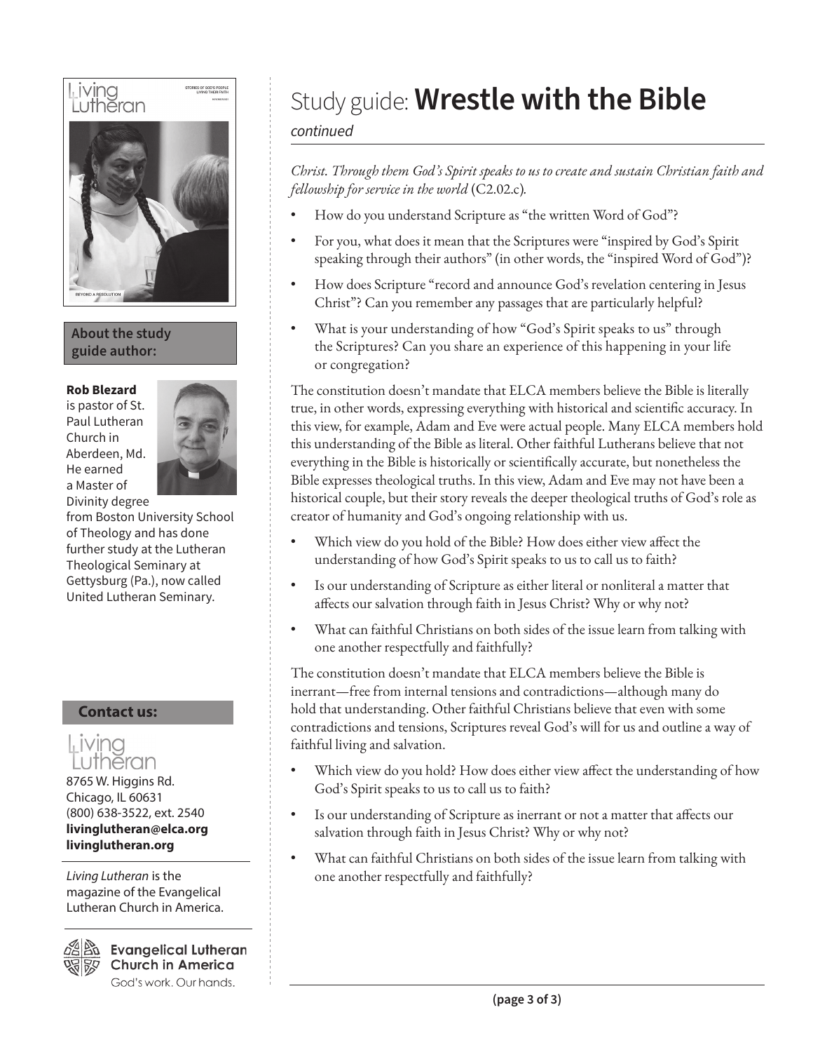# Study guide: **Wrestle with the Bible**

*continued*

*Christ. Through them God's Spirit speaks to us to create and sustain Christian faith and fellowship for service in the world* (C2.02.c).

- How do you understand Scripture as "the written Word of God"?
- For you, what does it mean that the Scriptures were "inspired by God's Spirit speaking through their authors" (in other words, the "inspired Word of God")?
- How does Scripture "record and announce God's revelation centering in Jesus Christ"? Can you remember any passages that are particularly helpful?
- What is your understanding of how "God's Spirit speaks to us" through the Scriptures? Can you share an experience of this happening in your life or congregation?

The constitution doesn't mandate that ELCA members believe the Bible is literally true, in other words, expressing everything with historical and scientific accuracy. In this view, for example, Adam and Eve were actual people. Many ELCA members hold this understanding of the Bible as literal. Other faithful Lutherans believe that not everything in the Bible is historically or scientifically accurate, but nonetheless the Bible expresses theological truths. In this view, Adam and Eve may not have been a historical couple, but their story reveals the deeper theological truths of God's role as creator of humanity and God's ongoing relationship with us.

- Which view do you hold of the Bible? How does either view affect the understanding of how God's Spirit speaks to us to call us to faith?
- Is our understanding of Scripture as either literal or nonliteral a matter that affects our salvation through faith in Jesus Christ? Why or why not?
- What can faithful Christians on both sides of the issue learn from talking with one another respectfully and faithfully?

The constitution doesn't mandate that ELCA members believe the Bible is inerrant—free from internal tensions and contradictions—although many do hold that understanding. Other faithful Christians believe that even with some contradictions and tensions, Scriptures reveal God's will for us and outline a way of faithful living and salvation.

- Which view do you hold? How does either view affect the understanding of how God's Spirit speaks to us to call us to faith?
- Is our understanding of Scripture as inerrant or not a matter that affects our salvation through faith in Jesus Christ? Why or why not?
- What can faithful Christians on both sides of the issue learn from talking with one another respectfully and faithfully?

**About the study guide author:**

**Rob Blezard** is pastor of St. Paul Lutheran Church in Aberdeen, Md. He earned a Master of Divinity degree from Boston University School of Theology and has done further study at the Lutheran Theological Seminary at Gettysburg (Pa.), now called United Lutheran Seminary.

**Contact us:**

Living Lutheran
8765 W. Higgins Rd.
Chicago, IL 60631
(800) 638-3522, ext. 2540
**livinglutheran@elca.org**
**livinglutheran.org**

*Living Lutheran* is the magazine of the Evangelical Lutheran Church in America.

Evangelical Lutheran Church in America
God's work. Our hands.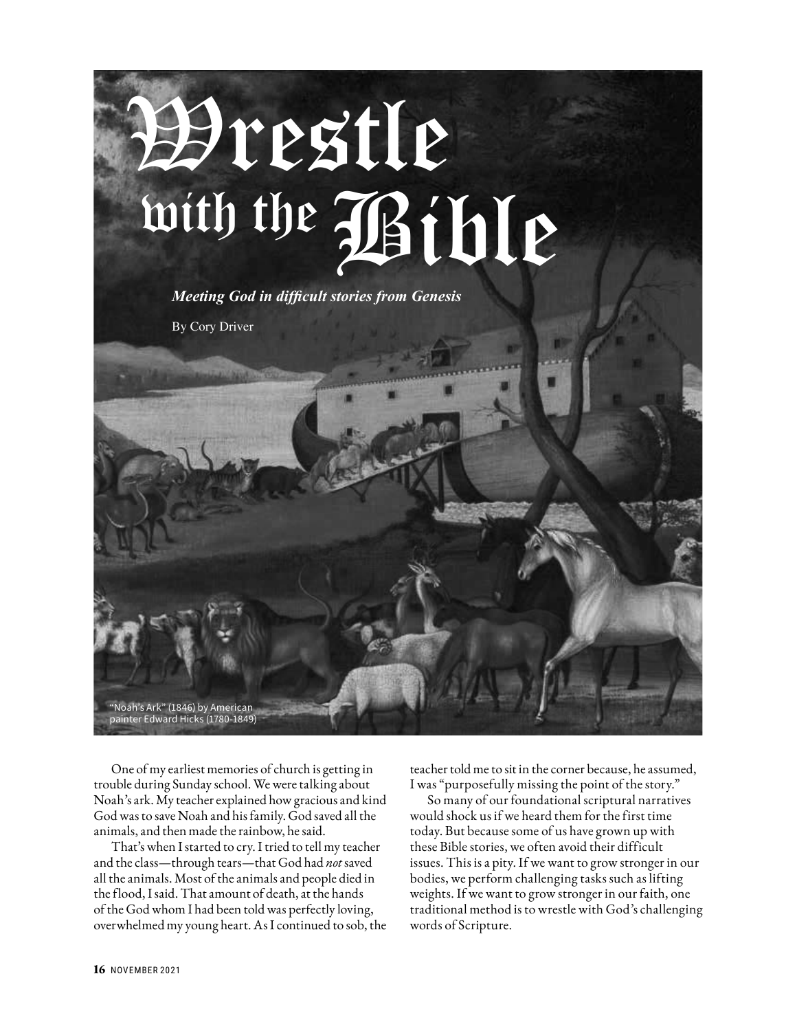# Wrestle with the Bible

*Meeting God in difficult stories from Genesis*

By Cory Driver

"Noah's Ark" (1846) by American painter Edward Hicks (1780-1849)

One of my earliest memories of church is getting in trouble during Sunday school. We were talking about Noah's ark. My teacher explained how gracious and kind God was to save Noah and his family. God saved all the animals, and then made the rainbow, he said.

That's when I started to cry. I tried to tell my teacher and the class—through tears—that God had *not* saved all the animals. Most of the animals and people died in the flood, I said. That amount of death, at the hands of the God whom I had been told was perfectly loving, overwhelmed my young heart. As I continued to sob, the teacher told me to sit in the corner because, he assumed, I was "purposefully missing the point of the story."

So many of our foundational scriptural narratives would shock us if we heard them for the first time today. But because some of us have grown up with these Bible stories, we often avoid their difficult issues. This is a pity. If we want to grow stronger in our bodies, we perform challenging tasks such as lifting weights. If we want to grow stronger in our faith, one traditional method is to wrestle with God's challenging words of Scripture.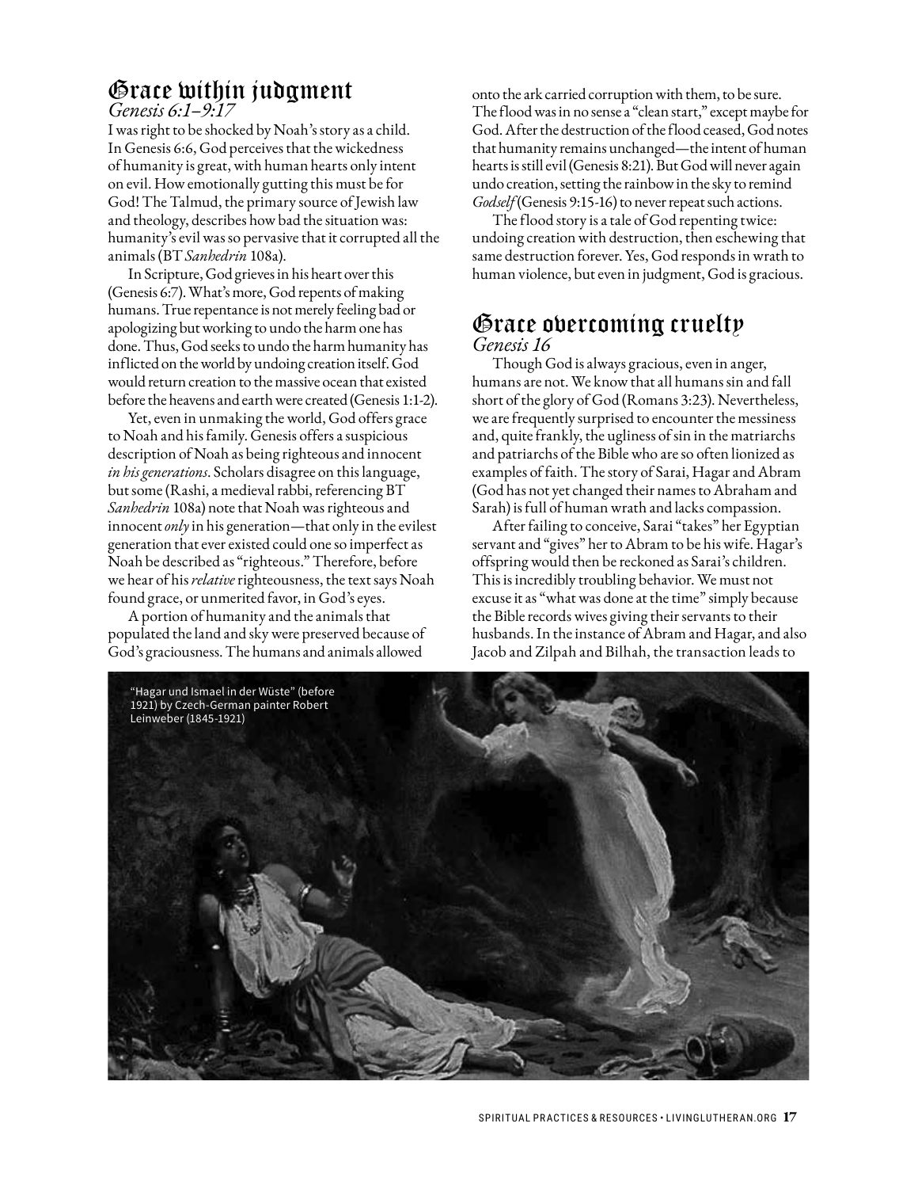## Grace within judgment

*Genesis 6:1–9:17*

I was right to be shocked by Noah's story as a child. In Genesis 6:6, God perceives that the wickedness of humanity is great, with human hearts only intent on evil. How emotionally gutting this must be for God! The Talmud, the primary source of Jewish law and theology, describes how bad the situation was: humanity's evil was so pervasive that it corrupted all the animals (BT *Sanhedrin* 108a).

In Scripture, God grieves in his heart over this (Genesis 6:7). What's more, God repents of making humans. True repentance is not merely feeling bad or apologizing but working to undo the harm one has done. Thus, God seeks to undo the harm humanity has inflicted on the world by undoing creation itself. God would return creation to the massive ocean that existed before the heavens and earth were created (Genesis 1:1-2).

Yet, even in unmaking the world, God offers grace to Noah and his family. Genesis offers a suspicious description of Noah as being righteous and innocent *in his generations*. Scholars disagree on this language, but some (Rashi, a medieval rabbi, referencing BT *Sanhedrin* 108a) note that Noah was righteous and innocent *only* in his generation—that only in the evilest generation that ever existed could one so imperfect as Noah be described as "righteous." Therefore, before we hear of his *relative* righteousness, the text says Noah found grace, or unmerited favor, in God's eyes.

A portion of humanity and the animals that populated the land and sky were preserved because of God's graciousness. The humans and animals allowed onto the ark carried corruption with them, to be sure. The flood was in no sense a "clean start," except maybe for God. After the destruction of the flood ceased, God notes that humanity remains unchanged—the intent of human hearts is still evil (Genesis 8:21). But God will never again undo creation, setting the rainbow in the sky to remind *Godself* (Genesis 9:15-16) to never repeat such actions.

The flood story is a tale of God repenting twice: undoing creation with destruction, then eschewing that same destruction forever. Yes, God responds in wrath to human violence, but even in judgment, God is gracious.

## Grace overcoming cruelty

*Genesis 16*

Though God is always gracious, even in anger, humans are not. We know that all humans sin and fall short of the glory of God (Romans 3:23). Nevertheless, we are frequently surprised to encounter the messiness and, quite frankly, the ugliness of sin in the matriarchs and patriarchs of the Bible who are so often lionized as examples of faith. The story of Sarai, Hagar and Abram (God has not yet changed their names to Abraham and Sarah) is full of human wrath and lacks compassion.

After failing to conceive, Sarai "takes" her Egyptian servant and "gives" her to Abram to be his wife. Hagar's offspring would then be reckoned as Sarai's children. This is incredibly troubling behavior. We must not excuse it as "what was done at the time" simply because the Bible records wives giving their servants to their husbands. In the instance of Abram and Hagar, and also Jacob and Zilpah and Bilhah, the transaction leads to

"Hagar und Ismael in der Wüste" (before 1921) by Czech-German painter Robert Leinweber (1845-1921)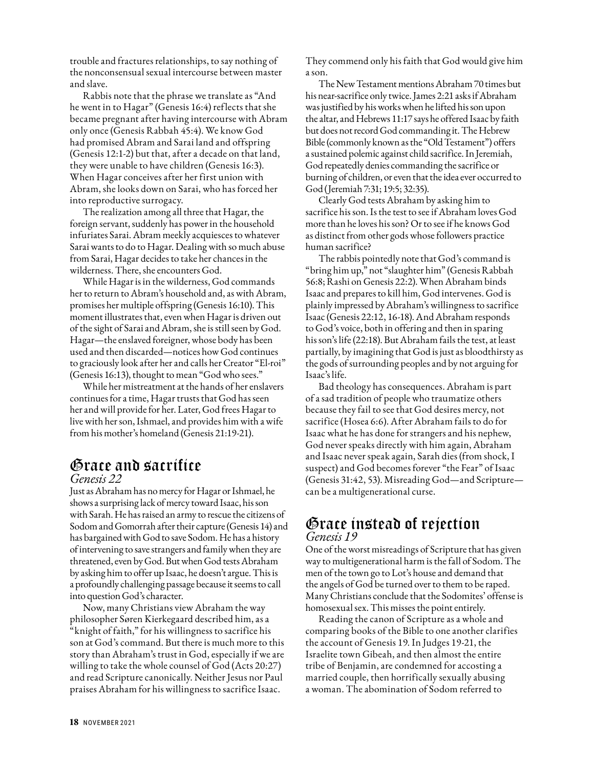trouble and fractures relationships, to say nothing of the nonconsensual sexual intercourse between master and slave.

Rabbis note that the phrase we translate as "And he went in to Hagar" (Genesis 16:4) reflects that she became pregnant after having intercourse with Abram only once (Genesis Rabbah 45:4). We know God had promised Abram and Sarai land and offspring (Genesis 12:1-2) but that, after a decade on that land, they were unable to have children (Genesis 16:3). When Hagar conceives after her first union with Abram, she looks down on Sarai, who has forced her into reproductive surrogacy.

The realization among all three that Hagar, the foreign servant, suddenly has power in the household infuriates Sarai. Abram meekly acquiesces to whatever Sarai wants to do to Hagar. Dealing with so much abuse from Sarai, Hagar decides to take her chances in the wilderness. There, she encounters God.

While Hagar is in the wilderness, God commands her to return to Abram's household and, as with Abram, promises her multiple offspring (Genesis 16:10). This moment illustrates that, even when Hagar is driven out of the sight of Sarai and Abram, she is still seen by God. Hagar—the enslaved foreigner, whose body has been used and then discarded—notices how God continues to graciously look after her and calls her Creator "El-roi" (Genesis 16:13), thought to mean "God who sees."

While her mistreatment at the hands of her enslavers continues for a time, Hagar trusts that God has seen her and will provide for her. Later, God frees Hagar to live with her son, Ishmael, and provides him with a wife from his mother's homeland (Genesis 21:19-21).

## Grace and sacrifice

*Genesis 22*

Just as Abraham has no mercy for Hagar or Ishmael, he shows a surprising lack of mercy toward Isaac, his son with Sarah. He has raised an army to rescue the citizens of Sodom and Gomorrah after their capture (Genesis 14) and has bargained with God to save Sodom. He has a history of intervening to save strangers and family when they are threatened, even by God. But when God tests Abraham by asking him to offer up Isaac, he doesn't argue. This is a profoundly challenging passage because it seems to call into question God's character.

Now, many Christians view Abraham the way philosopher Søren Kierkegaard described him, as a "knight of faith," for his willingness to sacrifice his son at God's command. But there is much more to this story than Abraham's trust in God, especially if we are willing to take the whole counsel of God (Acts 20:27) and read Scripture canonically. Neither Jesus nor Paul praises Abraham for his willingness to sacrifice Isaac. They commend only his faith that God would give him a son.

The New Testament mentions Abraham 70 times but his near-sacrifice only twice. James 2:21 asks if Abraham was justified by his works when he lifted his son upon the altar, and Hebrews 11:17 says he offered Isaac by faith but does not record God commanding it. The Hebrew Bible (commonly known as the "Old Testament") offers a sustained polemic against child sacrifice. In Jeremiah, God repeatedly denies commanding the sacrifice or burning of children, or even that the idea ever occurred to God (Jeremiah 7:31; 19:5; 32:35).

Clearly God tests Abraham by asking him to sacrifice his son. Is the test to see if Abraham loves God more than he loves his son? Or to see if he knows God as distinct from other gods whose followers practice human sacrifice?

The rabbis pointedly note that God's command is "bring him up," not "slaughter him" (Genesis Rabbah 56:8; Rashi on Genesis 22:2). When Abraham binds Isaac and prepares to kill him, God intervenes. God is plainly impressed by Abraham's willingness to sacrifice Isaac (Genesis 22:12, 16-18). And Abraham responds to God's voice, both in offering and then in sparing his son's life (22:18). But Abraham fails the test, at least partially, by imagining that God is just as bloodthirsty as the gods of surrounding peoples and by not arguing for Isaac's life.

Bad theology has consequences. Abraham is part of a sad tradition of people who traumatize others because they fail to see that God desires mercy, not sacrifice (Hosea 6:6). After Abraham fails to do for Isaac what he has done for strangers and his nephew, God never speaks directly with him again, Abraham and Isaac never speak again, Sarah dies (from shock, I suspect) and God becomes forever "the Fear" of Isaac (Genesis 31:42, 53). Misreading God—and Scripture—can be a multigenerational curse.

## Grace instead of rejection

*Genesis 19*

One of the worst misreadings of Scripture that has given way to multigenerational harm is the fall of Sodom. The men of the town go to Lot's house and demand that the angels of God be turned over to them to be raped. Many Christians conclude that the Sodomites' offense is homosexual sex. This misses the point entirely.

Reading the canon of Scripture as a whole and comparing books of the Bible to one another clarifies the account of Genesis 19. In Judges 19-21, the Israelite town Gibeah, and then almost the entire tribe of Benjamin, are condemned for accosting a married couple, then horrifically sexually abusing a woman. The abomination of Sodom referred to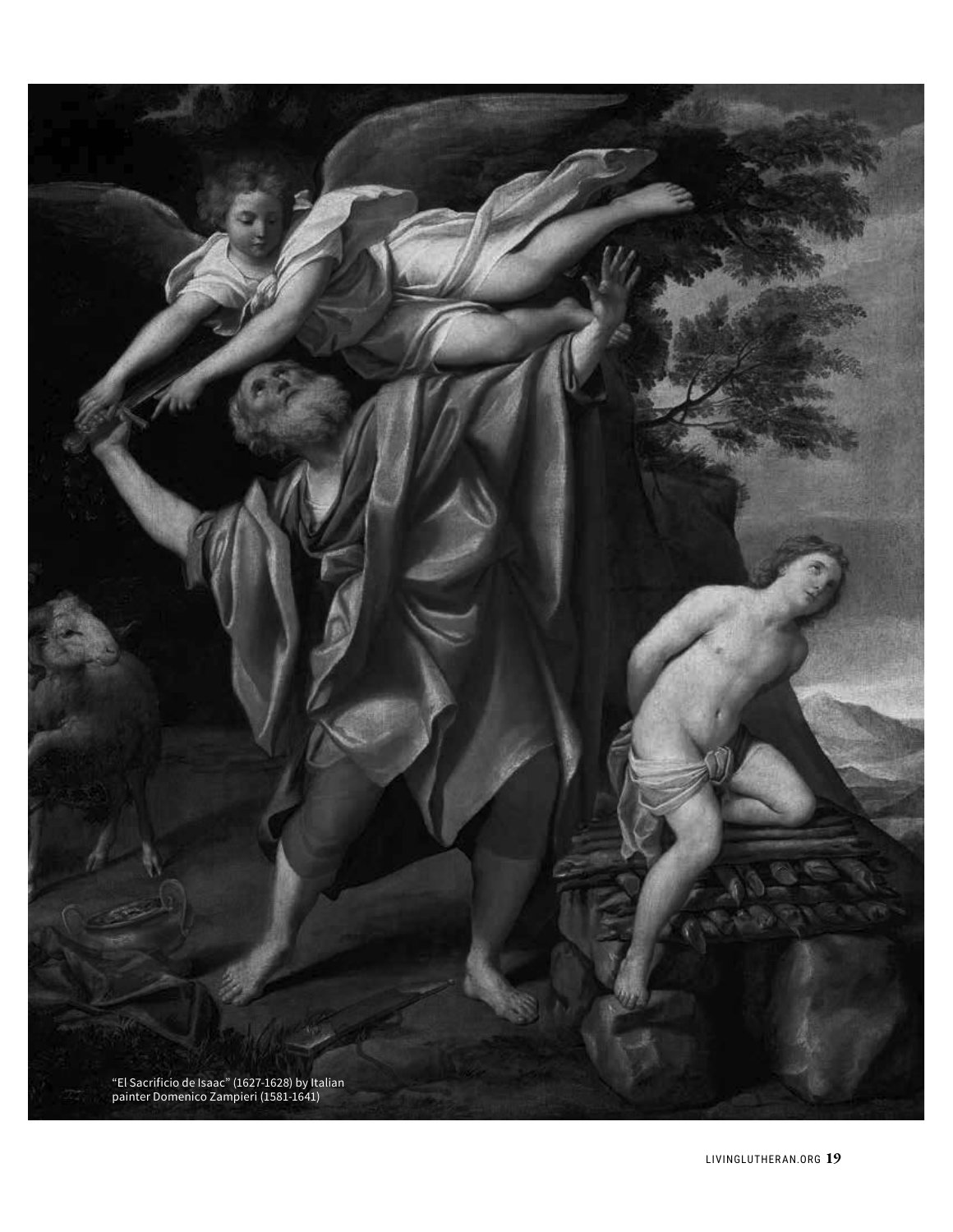"El Sacrificio de Isaac" (1627-1628) by Italian painter Domenico Zampieri (1581-1641)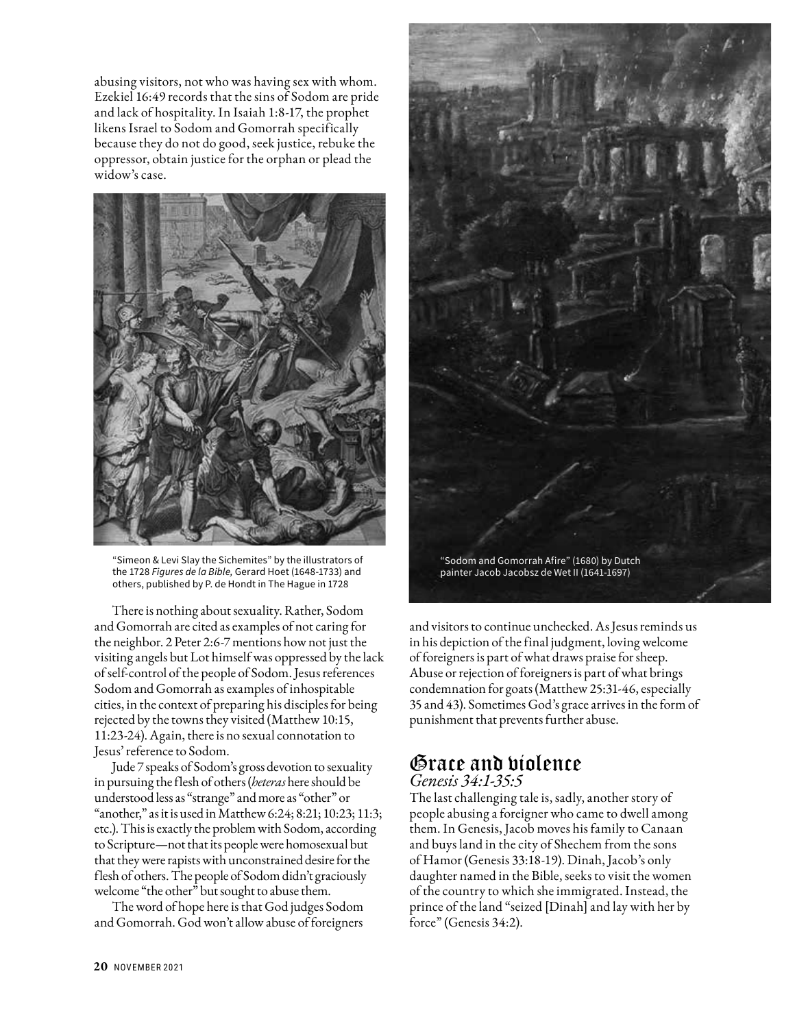abusing visitors, not who was having sex with whom. Ezekiel 16:49 records that the sins of Sodom are pride and lack of hospitality. In Isaiah 1:8-17, the prophet likens Israel to Sodom and Gomorrah specifically because they do not do good, seek justice, rebuke the oppressor, obtain justice for the orphan or plead the widow's case.

"Simeon & Levi Slay the Sichemites" by the illustrators of the 1728 *Figures de la Bible,* Gerard Hoet (1648-1733) and others, published by P. de Hondt in The Hague in 1728

"Sodom and Gomorrah Afire" (1680) by Dutch painter Jacob Jacobsz de Wet II (1641-1697)

There is nothing about sexuality. Rather, Sodom and Gomorrah are cited as examples of not caring for the neighbor. 2 Peter 2:6-7 mentions how not just the visiting angels but Lot himself was oppressed by the lack of self-control of the people of Sodom. Jesus references Sodom and Gomorrah as examples of inhospitable cities, in the context of preparing his disciples for being rejected by the towns they visited (Matthew 10:15, 11:23-24). Again, there is no sexual connotation to Jesus' reference to Sodom.

Jude 7 speaks of Sodom's gross devotion to sexuality in pursuing the flesh of others (*heteras* here should be understood less as "strange" and more as "other" or "another," as it is used in Matthew 6:24; 8:21; 10:23; 11:3; etc.). This is exactly the problem with Sodom, according to Scripture—not that its people were homosexual but that they were rapists with unconstrained desire for the flesh of others. The people of Sodom didn't graciously welcome "the other" but sought to abuse them.

The word of hope here is that God judges Sodom and Gomorrah. God won't allow abuse of foreigners and visitors to continue unchecked. As Jesus reminds us in his depiction of the final judgment, loving welcome of foreigners is part of what draws praise for sheep. Abuse or rejection of foreigners is part of what brings condemnation for goats (Matthew 25:31-46, especially 35 and 43). Sometimes God's grace arrives in the form of punishment that prevents further abuse.

## Grace and violence

*Genesis 34:1-35:5*

The last challenging tale is, sadly, another story of people abusing a foreigner who came to dwell among them. In Genesis, Jacob moves his family to Canaan and buys land in the city of Shechem from the sons of Hamor (Genesis 33:18-19). Dinah, Jacob's only daughter named in the Bible, seeks to visit the women of the country to which she immigrated. Instead, the prince of the land "seized [Dinah] and lay with her by force" (Genesis 34:2).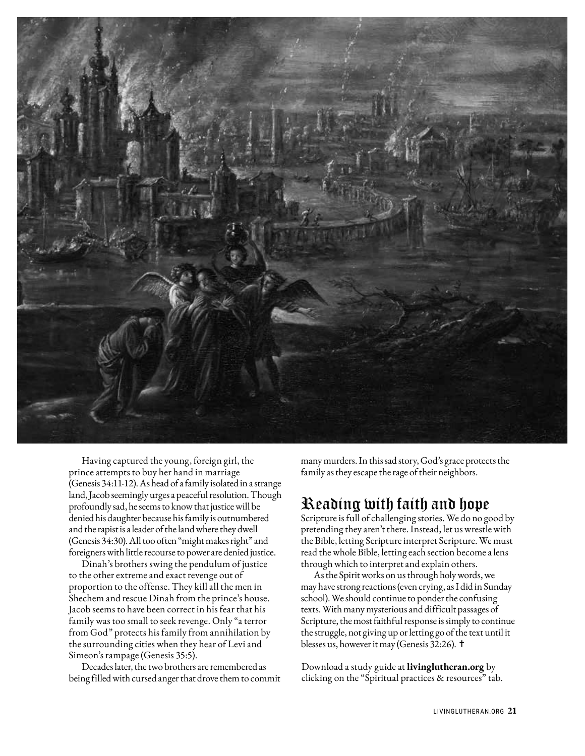Having captured the young, foreign girl, the prince attempts to buy her hand in marriage (Genesis 34:11-12). As head of a family isolated in a strange land, Jacob seemingly urges a peaceful resolution. Though profoundly sad, he seems to know that justice will be denied his daughter because his family is outnumbered and the rapist is a leader of the land where they dwell (Genesis 34:30). All too often "might makes right" and foreigners with little recourse to power are denied justice.

Dinah's brothers swing the pendulum of justice to the other extreme and exact revenge out of proportion to the offense. They kill all the men in Shechem and rescue Dinah from the prince's house. Jacob seems to have been correct in his fear that his family was too small to seek revenge. Only "a terror from God" protects his family from annihilation by the surrounding cities when they hear of Levi and Simeon's rampage (Genesis 35:5).

Decades later, the two brothers are remembered as being filled with cursed anger that drove them to commit many murders. In this sad story, God's grace protects the family as they escape the rage of their neighbors.

## Reading with faith and hope

Scripture is full of challenging stories. We do no good by pretending they aren't there. Instead, let us wrestle with the Bible, letting Scripture interpret Scripture. We must read the whole Bible, letting each section become a lens through which to interpret and explain others.

As the Spirit works on us through holy words, we may have strong reactions (even crying, as I did in Sunday school). We should continue to ponder the confusing texts. With many mysterious and difficult passages of Scripture, the most faithful response is simply to continue the struggle, not giving up or letting go of the text until it blesses us, however it may (Genesis 32:26). ✝

Download a study guide at **livinglutheran.org** by clicking on the "Spiritual practices & resources" tab.